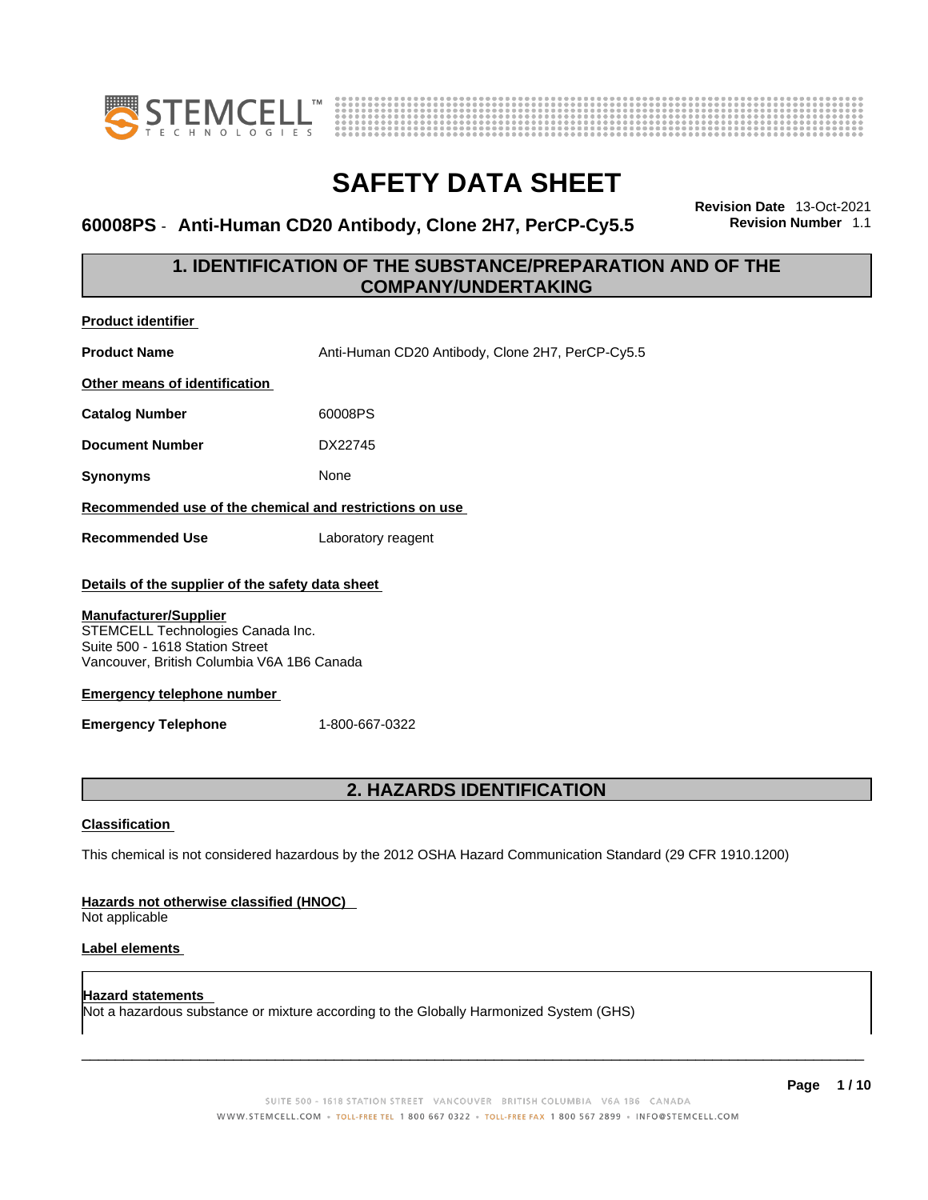# SAFETY DATA SHEET

**60008PS - Anti-Human CD20 Antibody, Clone 2H7, PerCP-Cy5.5**

**Revision Date** 13-Oct-2021
**Revision Number** 1.1

## 1. IDENTIFICATION OF THE SUBSTANCE/PREPARATION AND OF THE COMPANY/UNDERTAKING

**Product identifier**

**Product Name** Anti-Human CD20 Antibody, Clone 2H7, PerCP-Cy5.5

**Other means of identification**

**Catalog Number** 60008PS

**Document Number** DX22745

**Synonyms** None

**Recommended use of the chemical and restrictions on use**

**Recommended Use** Laboratory reagent

**Details of the supplier of the safety data sheet**

**Manufacturer/Supplier**
STEMCELL Technologies Canada Inc.
Suite 500 - 1618 Station Street
Vancouver, British Columbia V6A 1B6 Canada

**Emergency telephone number**

**Emergency Telephone** 1-800-667-0322

## 2. HAZARDS IDENTIFICATION

**Classification**

This chemical is not considered hazardous by the 2012 OSHA Hazard Communication Standard (29 CFR 1910.1200)

**Hazards not otherwise classified (HNOC)**
Not applicable

**Label elements**

**Hazard statements**
Not a hazardous substance or mixture according to the Globally Harmonized System (GHS)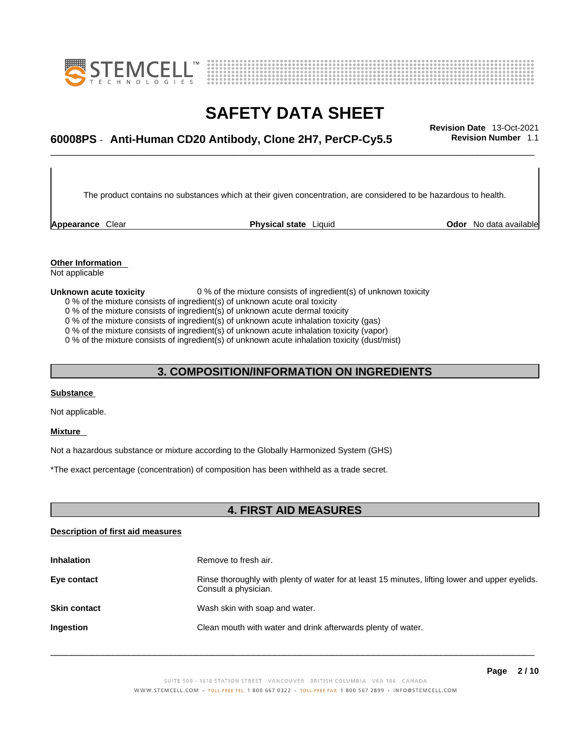The product contains no substances which at their given concentration, are considered to be hazardous to health.

| **Appearance** Clear | **Physical state** Liquid | **Odor** No data available |
|---|---|---|

**Other Information**
Not applicable

**Unknown acute toxicity** 0 % of the mixture consists of ingredient(s) of unknown toxicity

0 % of the mixture consists of ingredient(s) of unknown acute oral toxicity
0 % of the mixture consists of ingredient(s) of unknown acute dermal toxicity
0 % of the mixture consists of ingredient(s) of unknown acute inhalation toxicity (gas)
0 % of the mixture consists of ingredient(s) of unknown acute inhalation toxicity (vapor)
0 % of the mixture consists of ingredient(s) of unknown acute inhalation toxicity (dust/mist)

## 3. COMPOSITION/INFORMATION ON INGREDIENTS

**Substance**

Not applicable.

**Mixture**

Not a hazardous substance or mixture according to the Globally Harmonized System (GHS)

*The exact percentage (concentration) of composition has been withheld as a trade secret.

## 4. FIRST AID MEASURES

**Description of first aid measures**

| | |
|---|---|
| **Inhalation** | Remove to fresh air. |
| **Eye contact** | Rinse thoroughly with plenty of water for at least 15 minutes, lifting lower and upper eyelids. Consult a physician. |
| **Skin contact** | Wash skin with soap and water. |
| **Ingestion** | Clean mouth with water and drink afterwards plenty of water. |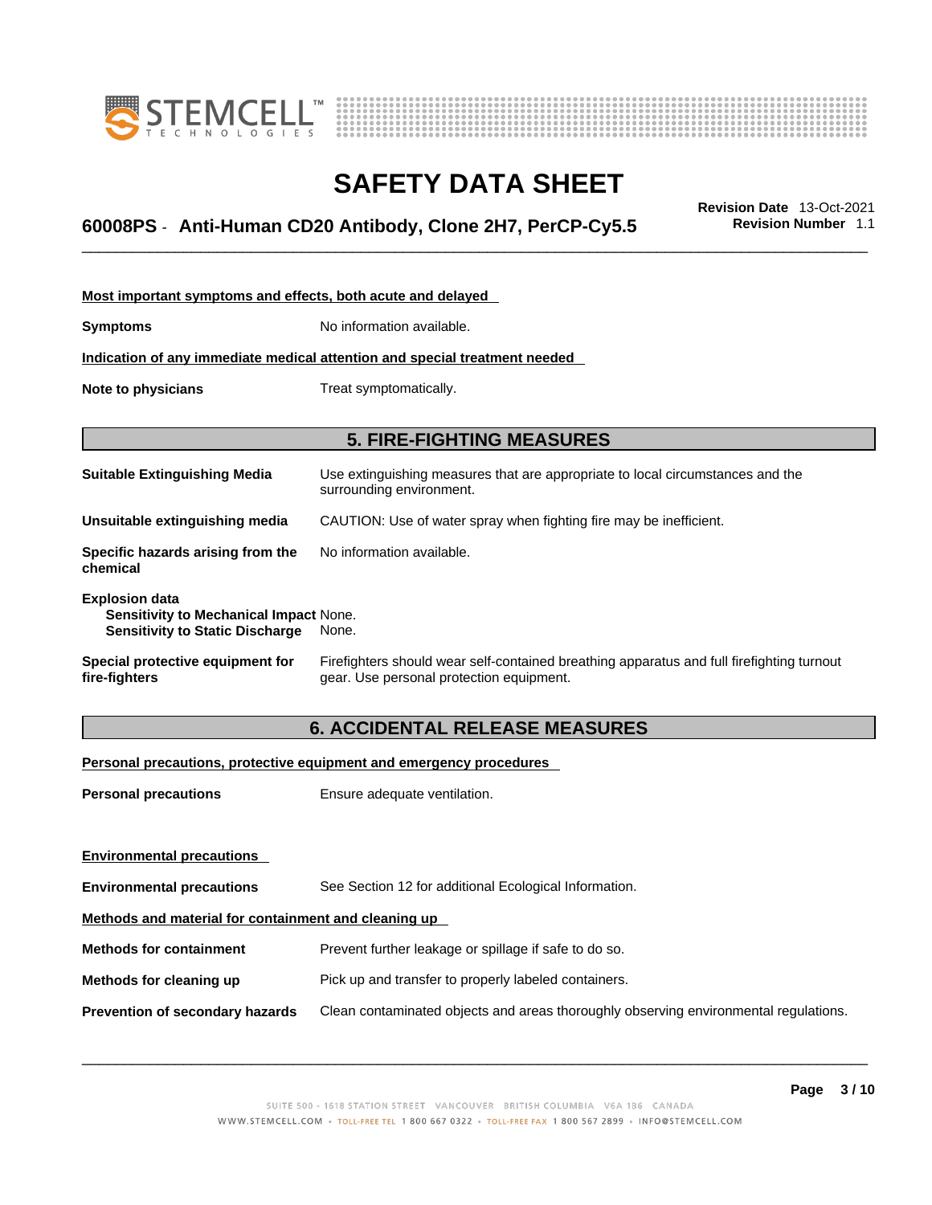**Most important symptoms and effects, both acute and delayed**

**Symptoms** No information available.

**Indication of any immediate medical attention and special treatment needed**

**Note to physicians** Treat symptomatically.

## 5. FIRE-FIGHTING MEASURES

**Suitable Extinguishing Media** Use extinguishing measures that are appropriate to local circumstances and the surrounding environment.

**Unsuitable extinguishing media** CAUTION: Use of water spray when fighting fire may be inefficient.

**Specific hazards arising from the chemical** No information available.

**Explosion data**
**Sensitivity to Mechanical Impact** None.
**Sensitivity to Static Discharge** None.

**Special protective equipment for fire-fighters** Firefighters should wear self-contained breathing apparatus and full firefighting turnout gear. Use personal protection equipment.

## 6. ACCIDENTAL RELEASE MEASURES

**Personal precautions, protective equipment and emergency procedures**

**Personal precautions** Ensure adequate ventilation.

**Environmental precautions**

**Environmental precautions** See Section 12 for additional Ecological Information.

**Methods and material for containment and cleaning up**

**Methods for containment** Prevent further leakage or spillage if safe to do so.

**Methods for cleaning up** Pick up and transfer to properly labeled containers.

**Prevention of secondary hazards** Clean contaminated objects and areas thoroughly observing environmental regulations.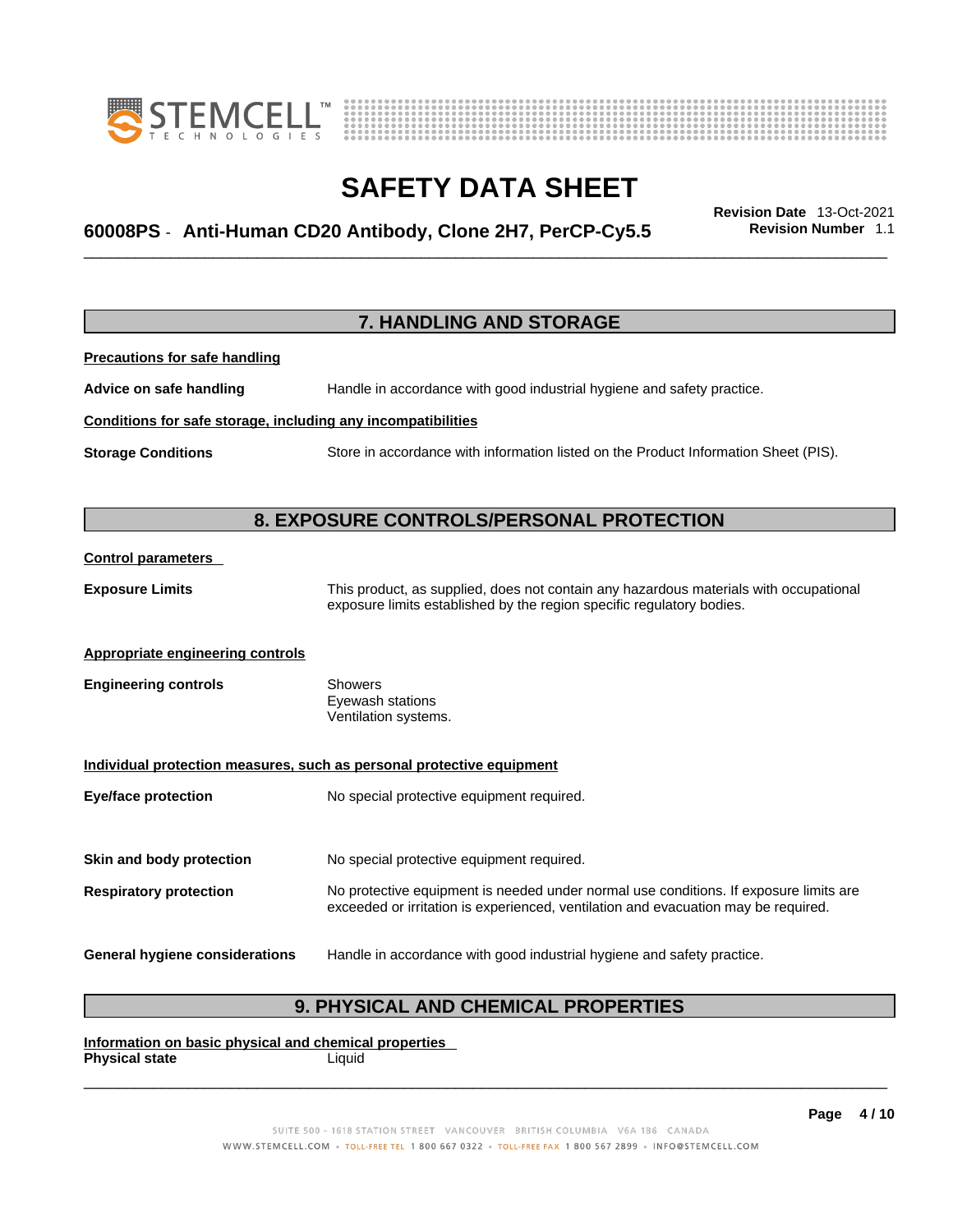# 7. HANDLING AND STORAGE

**Precautions for safe handling**

**Advice on safe handling** Handle in accordance with good industrial hygiene and safety practice.

**Conditions for safe storage, including any incompatibilities**

**Storage Conditions** Store in accordance with information listed on the Product Information Sheet (PIS).

# 8. EXPOSURE CONTROLS/PERSONAL PROTECTION

**Control parameters**

**Exposure Limits** This product, as supplied, does not contain any hazardous materials with occupational exposure limits established by the region specific regulatory bodies.

**Appropriate engineering controls**

**Engineering controls** Showers
Eyewash stations
Ventilation systems.

**Individual protection measures, such as personal protective equipment**

**Eye/face protection** No special protective equipment required.

**Skin and body protection** No special protective equipment required.

**Respiratory protection** No protective equipment is needed under normal use conditions. If exposure limits are exceeded or irritation is experienced, ventilation and evacuation may be required.

**General hygiene considerations** Handle in accordance with good industrial hygiene and safety practice.

# 9. PHYSICAL AND CHEMICAL PROPERTIES

**Information on basic physical and chemical properties**

**Physical state** Liquid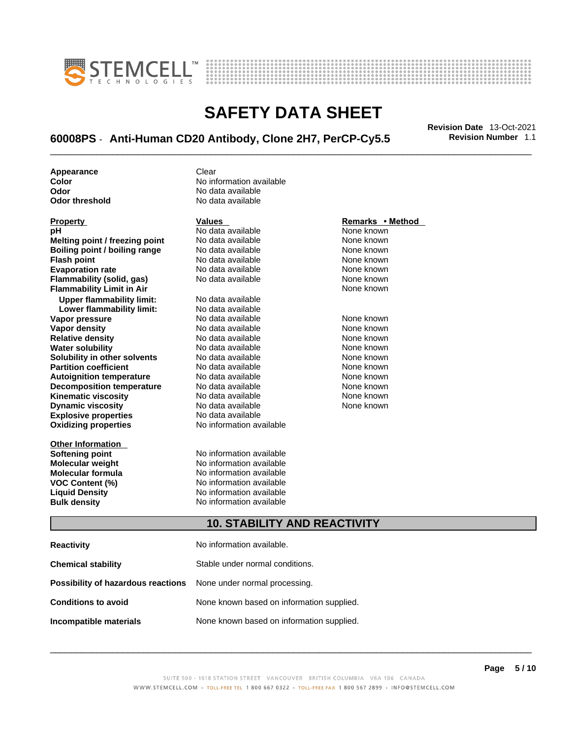| | |
|---|---|
| **Appearance** | Clear |
| **Color** | No information available |
| **Odor** | No data available |
| **Odor threshold** | No data available |

| **Property** | **Values** | **Remarks • Method** |
|---|---|---|
| **pH** | No data available | None known |
| **Melting point / freezing point** | No data available | None known |
| **Boiling point / boiling range** | No data available | None known |
| **Flash point** | No data available | None known |
| **Evaporation rate** | No data available | None known |
| **Flammability (solid, gas)** | No data available | None known |
| **Flammability Limit in Air** | | None known |
| **Upper flammability limit:** | No data available | |
| **Lower flammability limit:** | No data available | |
| **Vapor pressure** | No data available | None known |
| **Vapor density** | No data available | None known |
| **Relative density** | No data available | None known |
| **Water solubility** | No data available | None known |
| **Solubility in other solvents** | No data available | None known |
| **Partition coefficient** | No data available | None known |
| **Autoignition temperature** | No data available | None known |
| **Decomposition temperature** | No data available | None known |
| **Kinematic viscosity** | No data available | None known |
| **Dynamic viscosity** | No data available | None known |
| **Explosive properties** | No data available | |
| **Oxidizing properties** | No information available | |

| **Other Information** | |
|---|---|
| **Softening point** | No information available |
| **Molecular weight** | No information available |
| **Molecular formula** | No information available |
| **VOC Content (%)** | No information available |
| **Liquid Density** | No information available |
| **Bulk density** | No information available |

## 10. STABILITY AND REACTIVITY

| | |
|---|---|
| **Reactivity** | No information available. |
| **Chemical stability** | Stable under normal conditions. |
| **Possibility of hazardous reactions** | None under normal processing. |
| **Conditions to avoid** | None known based on information supplied. |
| **Incompatible materials** | None known based on information supplied. |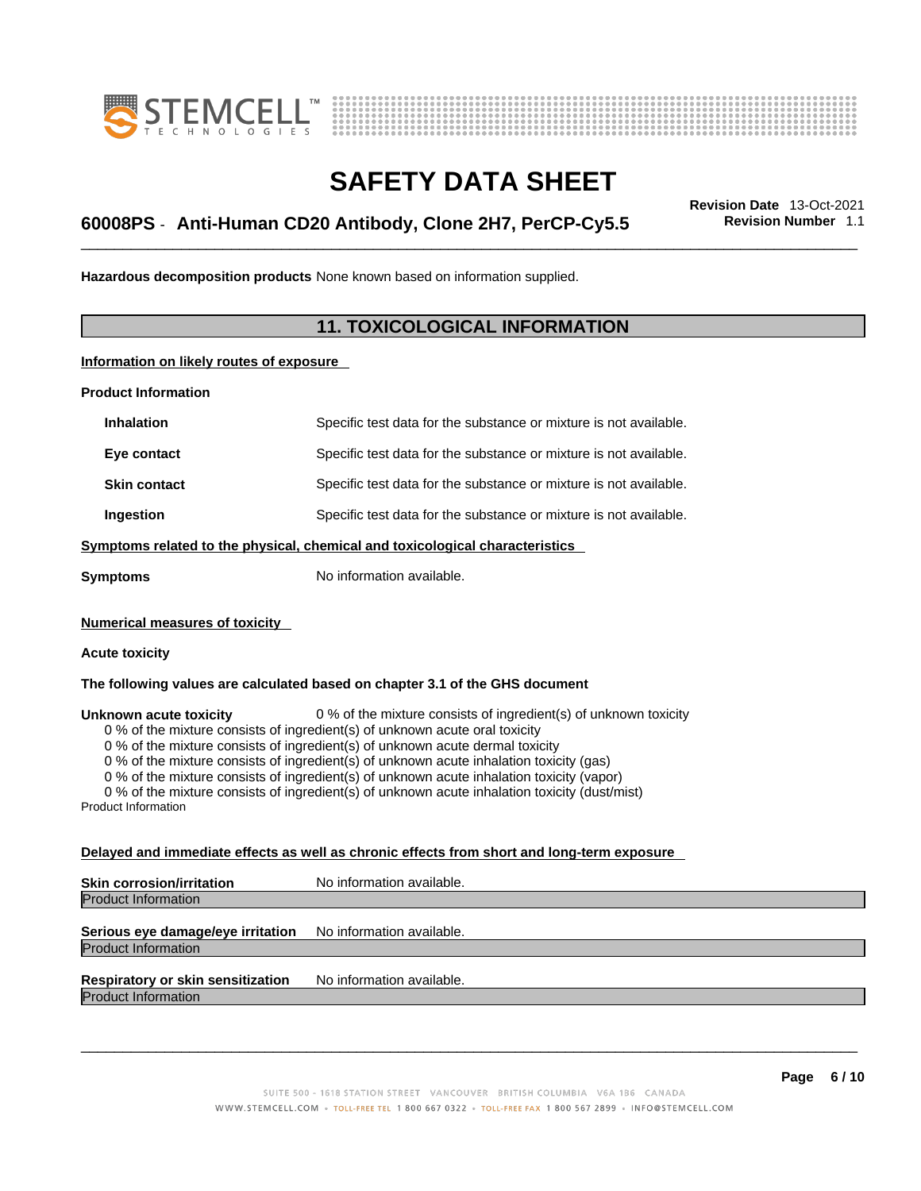**Hazardous decomposition products** None known based on information supplied.

## 11. TOXICOLOGICAL INFORMATION

**Information on likely routes of exposure**

**Product Information**

| | |
|---|---|
| **Inhalation** | Specific test data for the substance or mixture is not available. |
| **Eye contact** | Specific test data for the substance or mixture is not available. |
| **Skin contact** | Specific test data for the substance or mixture is not available. |
| **Ingestion** | Specific test data for the substance or mixture is not available. |

**Symptoms related to the physical, chemical and toxicological characteristics**

**Symptoms** No information available.

**Numerical measures of toxicity**

**Acute toxicity**

**The following values are calculated based on chapter 3.1 of the GHS document**

**Unknown acute toxicity** 0 % of the mixture consists of ingredient(s) of unknown toxicity

0 % of the mixture consists of ingredient(s) of unknown acute oral toxicity
0 % of the mixture consists of ingredient(s) of unknown acute dermal toxicity
0 % of the mixture consists of ingredient(s) of unknown acute inhalation toxicity (gas)
0 % of the mixture consists of ingredient(s) of unknown acute inhalation toxicity (vapor)
0 % of the mixture consists of ingredient(s) of unknown acute inhalation toxicity (dust/mist)

Product Information

**Delayed and immediate effects as well as chronic effects from short and long-term exposure**

**Skin corrosion/irritation** No information available.
Product Information

**Serious eye damage/eye irritation** No information available.
Product Information

**Respiratory or skin sensitization** No information available.
Product Information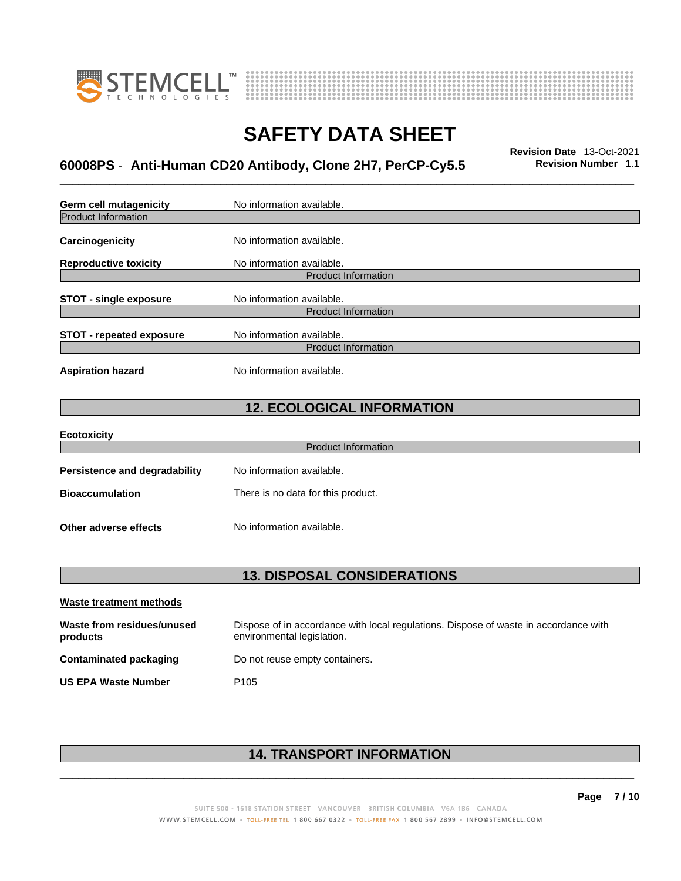| | |
|---|---|
| **Germ cell mutagenicity** | No information available. |

Product Information

| | |
|---|---|
| **Carcinogenicity** | No information available. |
| **Reproductive toxicity** | No information available. |

Product Information

| | |
|---|---|
| **STOT - single exposure** | No information available. |

Product Information

| | |
|---|---|
| **STOT - repeated exposure** | No information available. |

Product Information

| | |
|---|---|
| **Aspiration hazard** | No information available. |

## 12. ECOLOGICAL INFORMATION

**Ecotoxicity**

Product Information

| | |
|---|---|
| **Persistence and degradability** | No information available. |
| **Bioaccumulation** | There is no data for this product. |
| **Other adverse effects** | No information available. |

## 13. DISPOSAL CONSIDERATIONS

**Waste treatment methods**

| | |
|---|---|
| **Waste from residues/unused products** | Dispose of in accordance with local regulations. Dispose of waste in accordance with environmental legislation. |
| **Contaminated packaging** | Do not reuse empty containers. |
| **US EPA Waste Number** | P105 |

## 14. TRANSPORT INFORMATION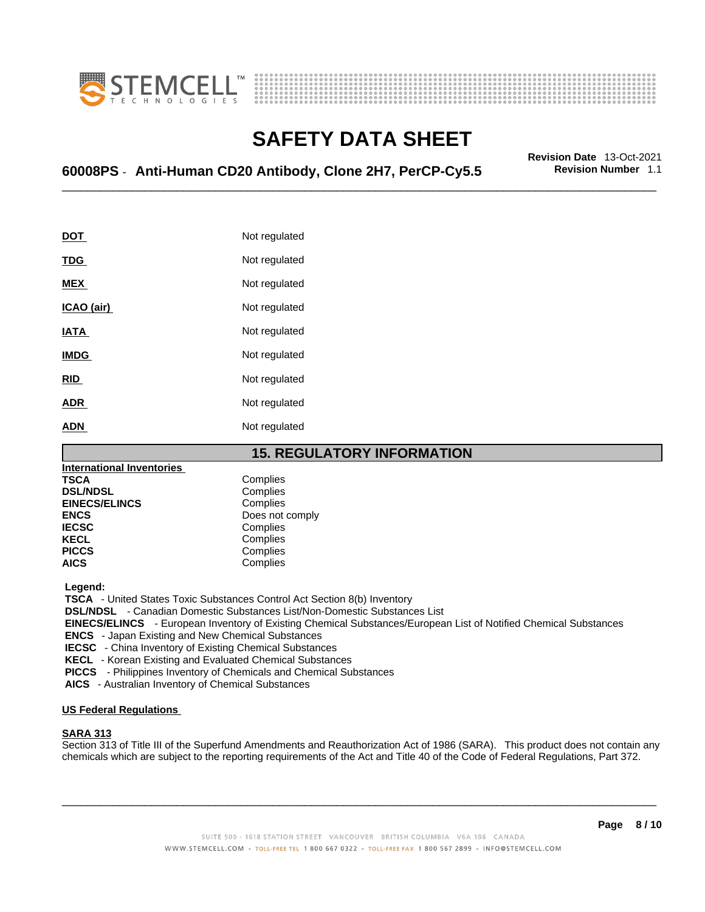| | |
|---|---|
| **DOT** | Not regulated |
| **TDG** | Not regulated |
| **MEX** | Not regulated |
| **ICAO (air)** | Not regulated |
| **IATA** | Not regulated |
| **IMDG** | Not regulated |
| **RID** | Not regulated |
| **ADR** | Not regulated |
| **ADN** | Not regulated |

## 15. REGULATORY INFORMATION

**International Inventories**

| | |
|---|---|
| **TSCA** | Complies |
| **DSL/NDSL** | Complies |
| **EINECS/ELINCS** | Complies |
| **ENCS** | Does not comply |
| **IECSC** | Complies |
| **KECL** | Complies |
| **PICCS** | Complies |
| **AICS** | Complies |

**Legend:**

**TSCA** - United States Toxic Substances Control Act Section 8(b) Inventory
**DSL/NDSL** - Canadian Domestic Substances List/Non-Domestic Substances List
**EINECS/ELINCS** - European Inventory of Existing Chemical Substances/European List of Notified Chemical Substances
**ENCS** - Japan Existing and New Chemical Substances
**IECSC** - China Inventory of Existing Chemical Substances
**KECL** - Korean Existing and Evaluated Chemical Substances
**PICCS** - Philippines Inventory of Chemicals and Chemical Substances
**AICS** - Australian Inventory of Chemical Substances

**US Federal Regulations**

**SARA 313**

Section 313 of Title III of the Superfund Amendments and Reauthorization Act of 1986 (SARA). This product does not contain any chemicals which are subject to the reporting requirements of the Act and Title 40 of the Code of Federal Regulations, Part 372.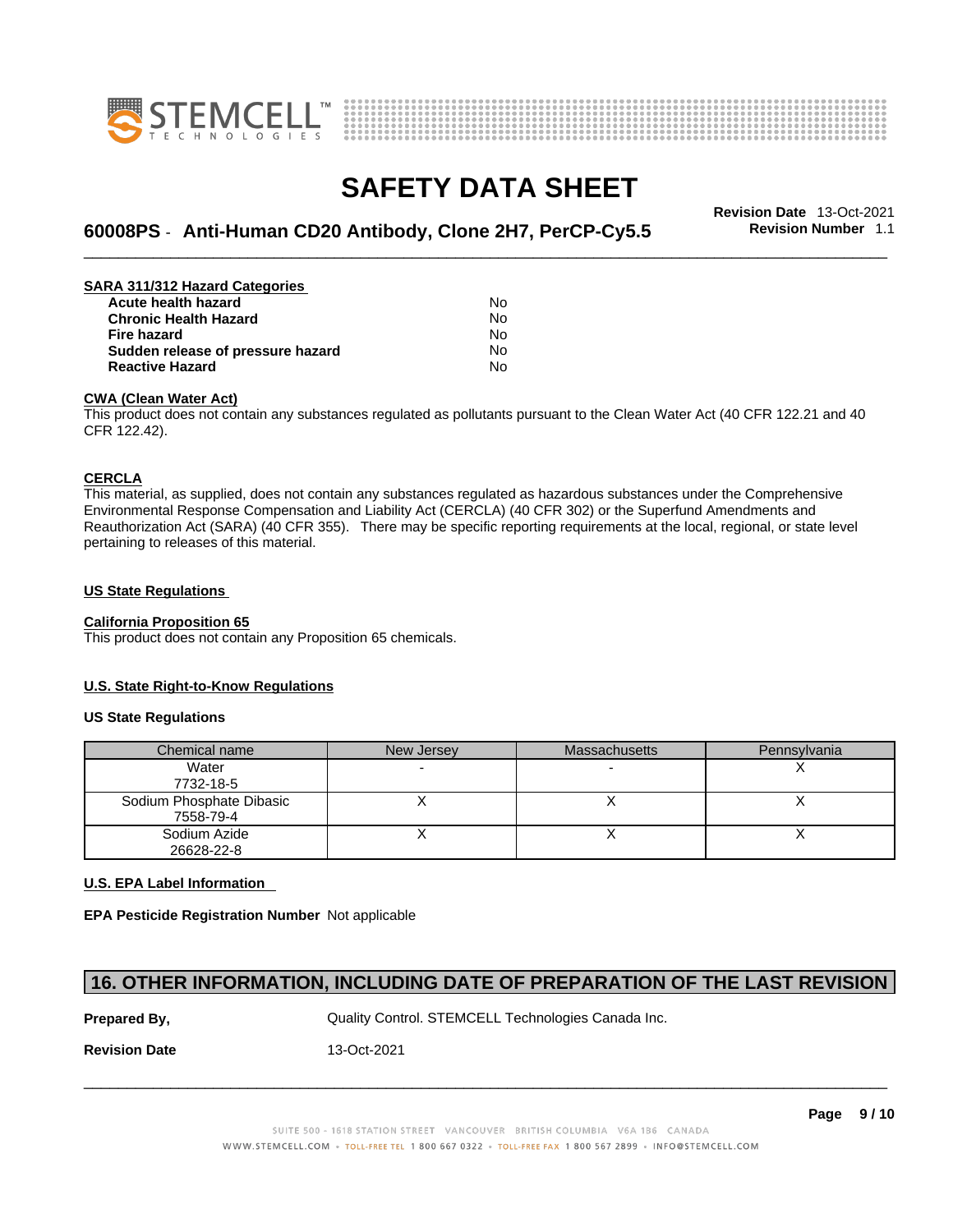**SARA 311/312 Hazard Categories**

| | |
|---|---|
| **Acute health hazard** | No |
| **Chronic Health Hazard** | No |
| **Fire hazard** | No |
| **Sudden release of pressure hazard** | No |
| **Reactive Hazard** | No |

**CWA (Clean Water Act)**

This product does not contain any substances regulated as pollutants pursuant to the Clean Water Act (40 CFR 122.21 and 40 CFR 122.42).

**CERCLA**

This material, as supplied, does not contain any substances regulated as hazardous substances under the Comprehensive Environmental Response Compensation and Liability Act (CERCLA) (40 CFR 302) or the Superfund Amendments and Reauthorization Act (SARA) (40 CFR 355). There may be specific reporting requirements at the local, regional, or state level pertaining to releases of this material.

**US State Regulations**

**California Proposition 65**

This product does not contain any Proposition 65 chemicals.

**U.S. State Right-to-Know Regulations**

**US State Regulations**

| Chemical name | New Jersey | Massachusetts | Pennsylvania |
|---|---|---|---|
| Water<br>7732-18-5 | - | - | X |
| Sodium Phosphate Dibasic<br>7558-79-4 | X | X | X |
| Sodium Azide<br>26628-22-8 | X | X | X |

**U.S. EPA Label Information**

**EPA Pesticide Registration Number** Not applicable

## 16. OTHER INFORMATION, INCLUDING DATE OF PREPARATION OF THE LAST REVISION

**Prepared By,** Quality Control. STEMCELL Technologies Canada Inc.

**Revision Date** 13-Oct-2021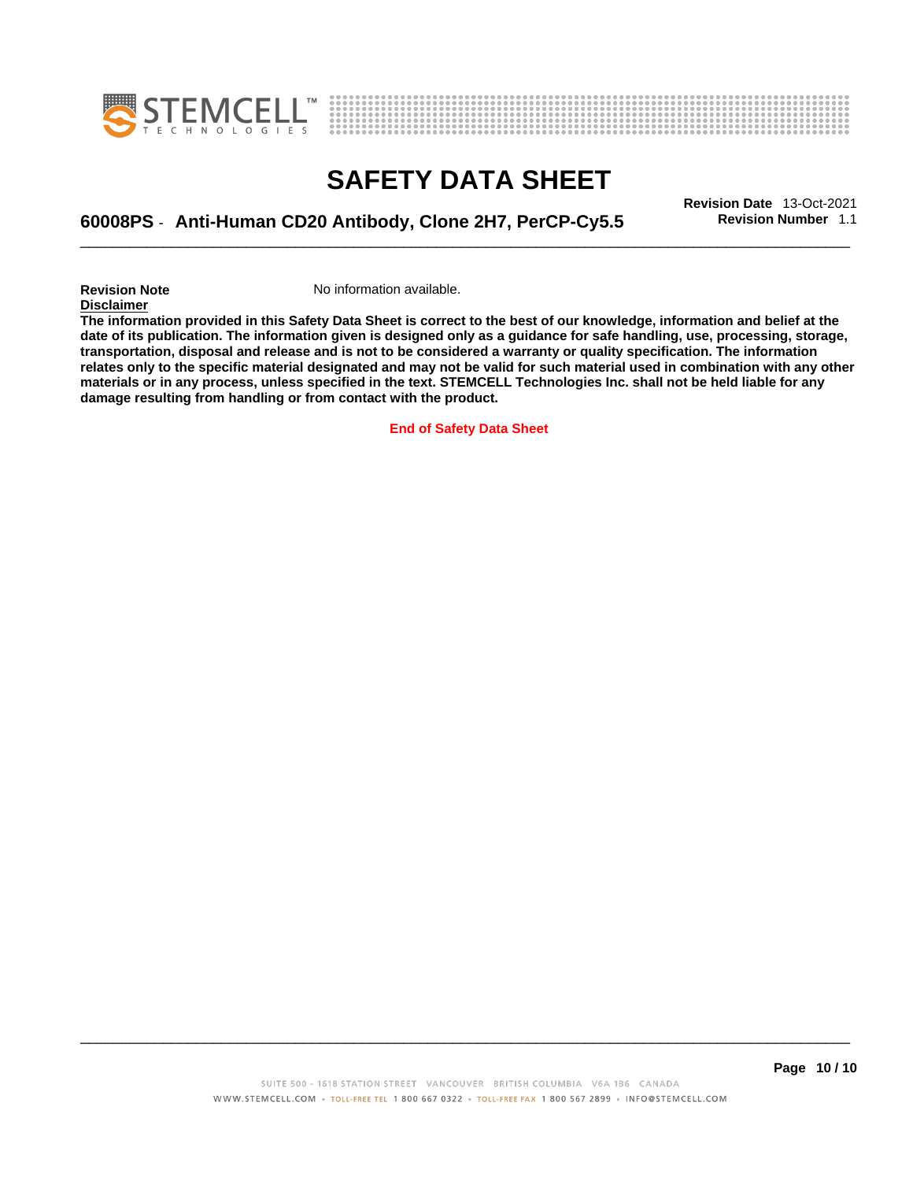**Revision Note** No information available.

**Disclaimer**

**The information provided in this Safety Data Sheet is correct to the best of our knowledge, information and belief at the date of its publication. The information given is designed only as a guidance for safe handling, use, processing, storage, transportation, disposal and release and is not to be considered a warranty or quality specification. The information relates only to the specific material designated and may not be valid for such material used in combination with any other materials or in any process, unless specified in the text. STEMCELL Technologies Inc. shall not be held liable for any damage resulting from handling or from contact with the product.**

**End of Safety Data Sheet**